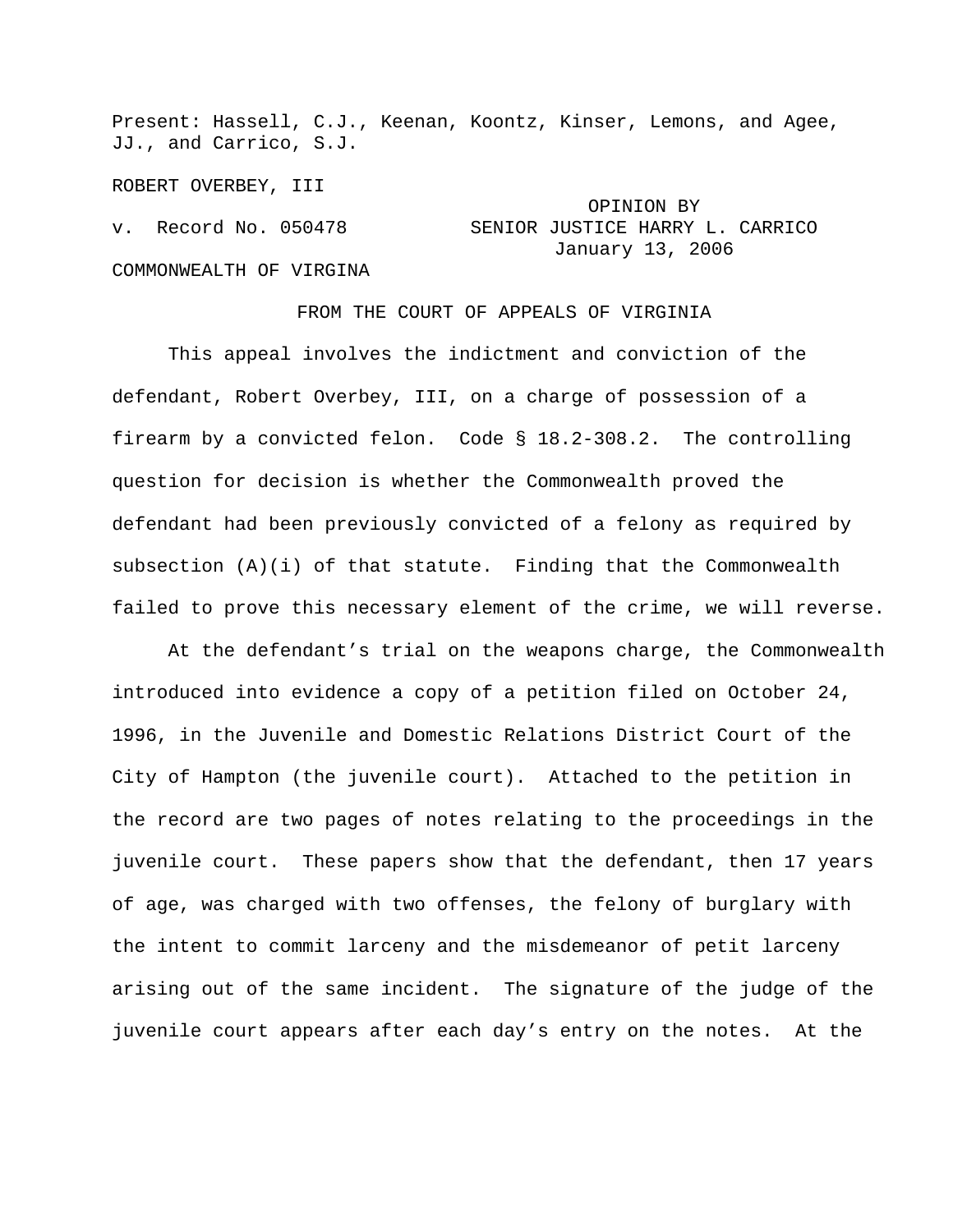Present: Hassell, C.J., Keenan, Koontz, Kinser, Lemons, and Agee, JJ., and Carrico, S.J.

ROBERT OVERBEY, III

v. Record No. 050478

OPINION BY SENIOR JUSTICE HARRY L. CARRICO
January 13, 2006

COMMONWEALTH OF VIRGINA

FROM THE COURT OF APPEALS OF VIRGINIA

This appeal involves the indictment and conviction of the defendant, Robert Overbey, III, on a charge of possession of a firearm by a convicted felon. Code § 18.2-308.2. The controlling question for decision is whether the Commonwealth proved the defendant had been previously convicted of a felony as required by subsection (A)(i) of that statute. Finding that the Commonwealth failed to prove this necessary element of the crime, we will reverse.

At the defendant's trial on the weapons charge, the Commonwealth introduced into evidence a copy of a petition filed on October 24, 1996, in the Juvenile and Domestic Relations District Court of the City of Hampton (the juvenile court). Attached to the petition in the record are two pages of notes relating to the proceedings in the juvenile court. These papers show that the defendant, then 17 years of age, was charged with two offenses, the felony of burglary with the intent to commit larceny and the misdemeanor of petit larceny arising out of the same incident. The signature of the judge of the juvenile court appears after each day's entry on the notes. At the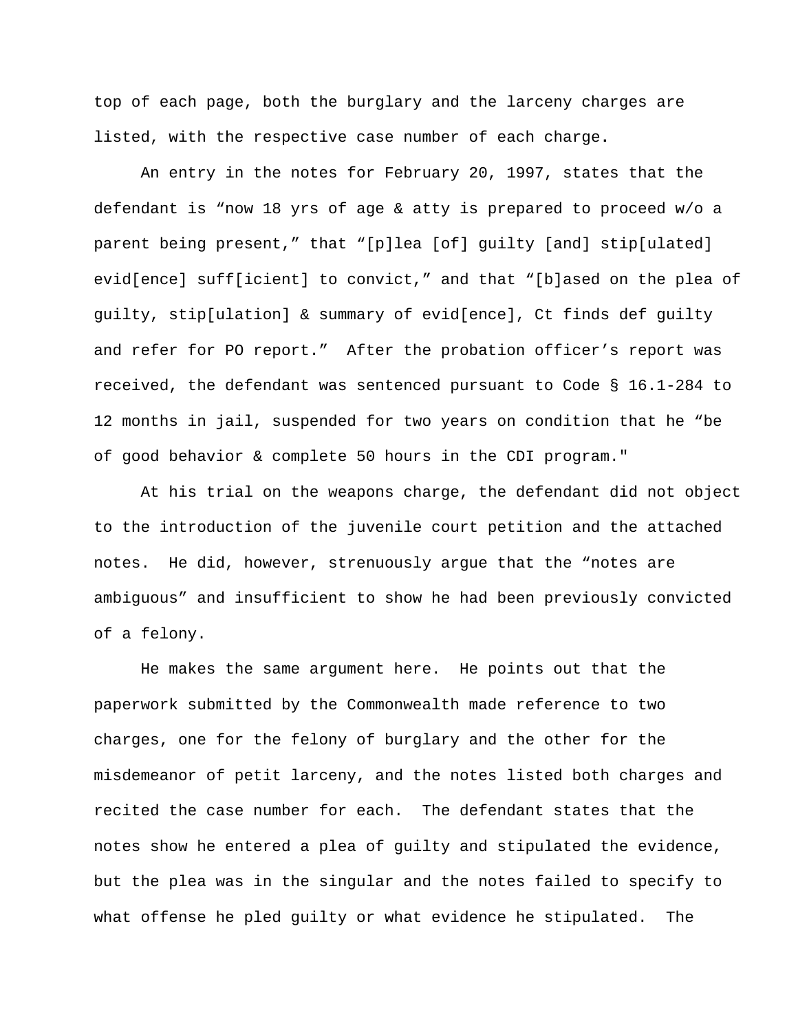top of each page, both the burglary and the larceny charges are listed, with the respective case number of each charge.

An entry in the notes for February 20, 1997, states that the defendant is “now 18 yrs of age & atty is prepared to proceed w/o a parent being present,” that “[p]lea [of] guilty [and] stip[ulated] evid[ence] suff[icient] to convict,” and that “[b]ased on the plea of guilty, stip[ulation] & summary of evid[ence], Ct finds def guilty and refer for PO report.” After the probation officer’s report was received, the defendant was sentenced pursuant to Code § 16.1-284 to 12 months in jail, suspended for two years on condition that he “be of good behavior & complete 50 hours in the CDI program."

At his trial on the weapons charge, the defendant did not object to the introduction of the juvenile court petition and the attached notes. He did, however, strenuously argue that the “notes are ambiguous” and insufficient to show he had been previously convicted of a felony.

He makes the same argument here. He points out that the paperwork submitted by the Commonwealth made reference to two charges, one for the felony of burglary and the other for the misdemeanor of petit larceny, and the notes listed both charges and recited the case number for each. The defendant states that the notes show he entered a plea of guilty and stipulated the evidence, but the plea was in the singular and the notes failed to specify to what offense he pled guilty or what evidence he stipulated. The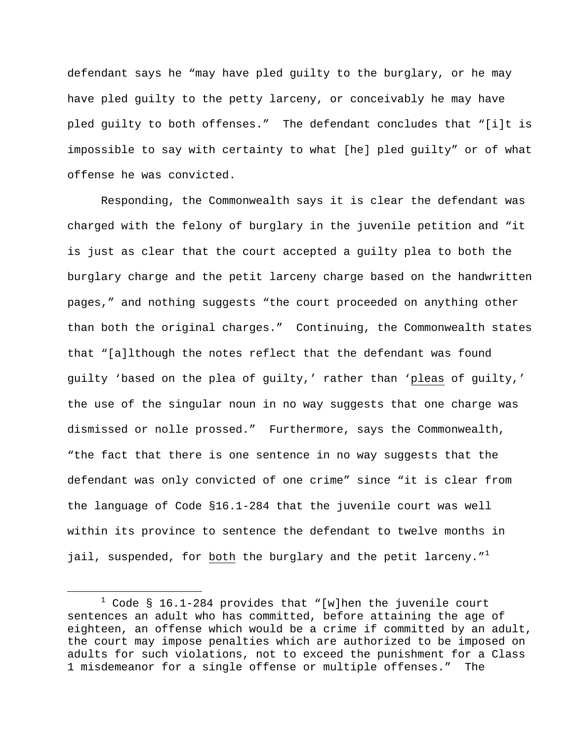defendant says he "may have pled guilty to the burglary, or he may have pled guilty to the petty larceny, or conceivably he may have pled guilty to both offenses." The defendant concludes that "[i]t is impossible to say with certainty to what [he] pled guilty" or of what offense he was convicted.

Responding, the Commonwealth says it is clear the defendant was charged with the felony of burglary in the juvenile petition and "it is just as clear that the court accepted a guilty plea to both the burglary charge and the petit larceny charge based on the handwritten pages," and nothing suggests "the court proceeded on anything other than both the original charges." Continuing, the Commonwealth states that "[a]lthough the notes reflect that the defendant was found guilty 'based on the plea of guilty,' rather than 'pleas of guilty,' the use of the singular noun in no way suggests that one charge was dismissed or nolle prossed." Furthermore, says the Commonwealth, "the fact that there is one sentence in no way suggests that the defendant was only convicted of one crime" since "it is clear from the language of Code §16.1-284 that the juvenile court was well within its province to sentence the defendant to twelve months in jail, suspended, for both the burglary and the petit larceny."[1]

---

[1] Code § 16.1-284 provides that "[w]hen the juvenile court sentences an adult who has committed, before attaining the age of eighteen, an offense which would be a crime if committed by an adult, the court may impose penalties which are authorized to be imposed on adults for such violations, not to exceed the punishment for a Class 1 misdemeanor for a single offense or multiple offenses." The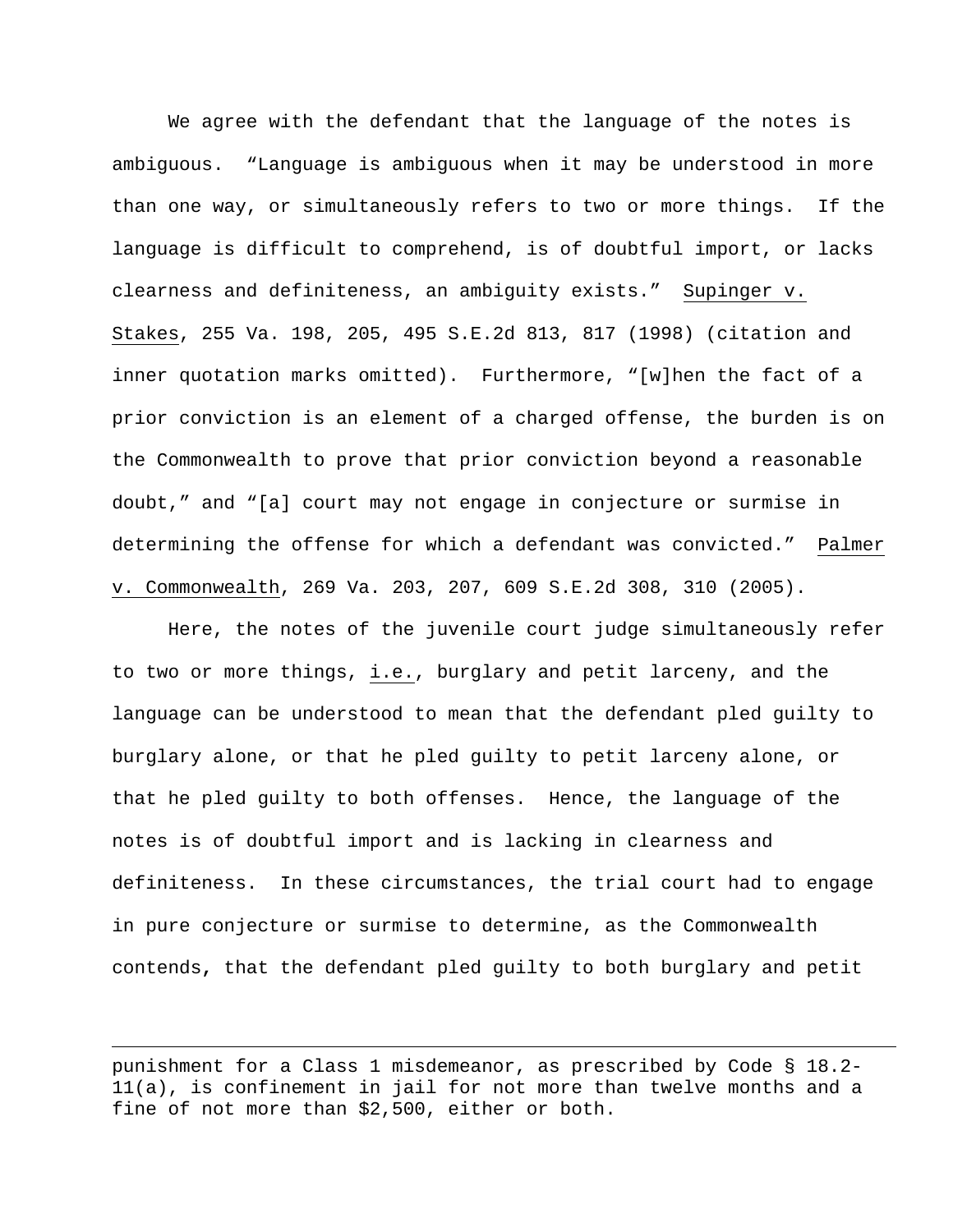We agree with the defendant that the language of the notes is ambiguous. "Language is ambiguous when it may be understood in more than one way, or simultaneously refers to two or more things. If the language is difficult to comprehend, is of doubtful import, or lacks clearness and definiteness, an ambiguity exists." Supinger v. Stakes, 255 Va. 198, 205, 495 S.E.2d 813, 817 (1998) (citation and inner quotation marks omitted). Furthermore, "[w]hen the fact of a prior conviction is an element of a charged offense, the burden is on the Commonwealth to prove that prior conviction beyond a reasonable doubt," and "[a] court may not engage in conjecture or surmise in determining the offense for which a defendant was convicted." Palmer v. Commonwealth, 269 Va. 203, 207, 609 S.E.2d 308, 310 (2005).

Here, the notes of the juvenile court judge simultaneously refer to two or more things, i.e., burglary and petit larceny, and the language can be understood to mean that the defendant pled guilty to burglary alone, or that he pled guilty to petit larceny alone, or that he pled guilty to both offenses. Hence, the language of the notes is of doubtful import and is lacking in clearness and definiteness. In these circumstances, the trial court had to engage in pure conjecture or surmise to determine, as the Commonwealth contends, that the defendant pled guilty to both burglary and petit

---

punishment for a Class 1 misdemeanor, as prescribed by Code § 18.2-11(a), is confinement in jail for not more than twelve months and a fine of not more than $2,500, either or both.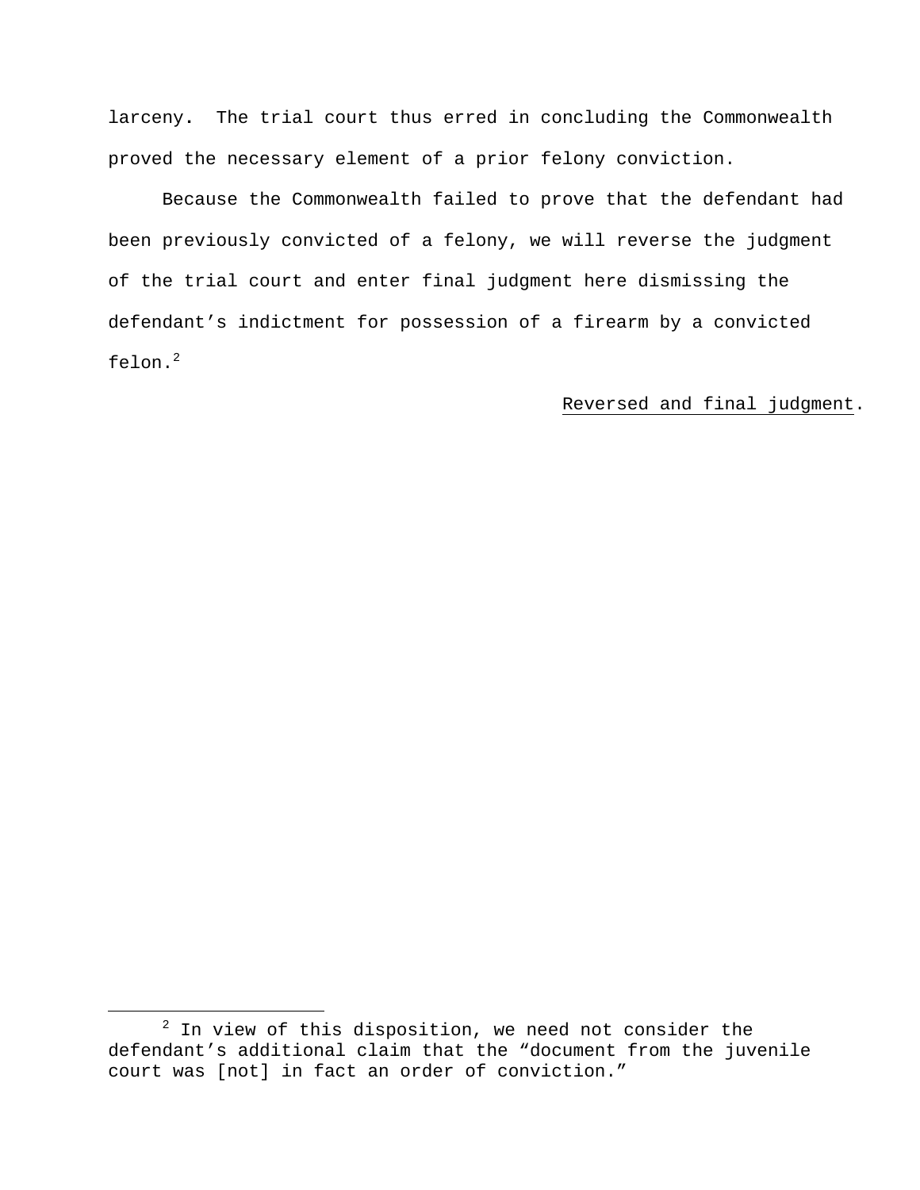larceny. The trial court thus erred in concluding the Commonwealth proved the necessary element of a prior felony conviction.

Because the Commonwealth failed to prove that the defendant had been previously convicted of a felony, we will reverse the judgment of the trial court and enter final judgment here dismissing the defendant's indictment for possession of a firearm by a convicted felon.[2]

Reversed and final judgment.

---

[2] In view of this disposition, we need not consider the defendant's additional claim that the "document from the juvenile court was [not] in fact an order of conviction."